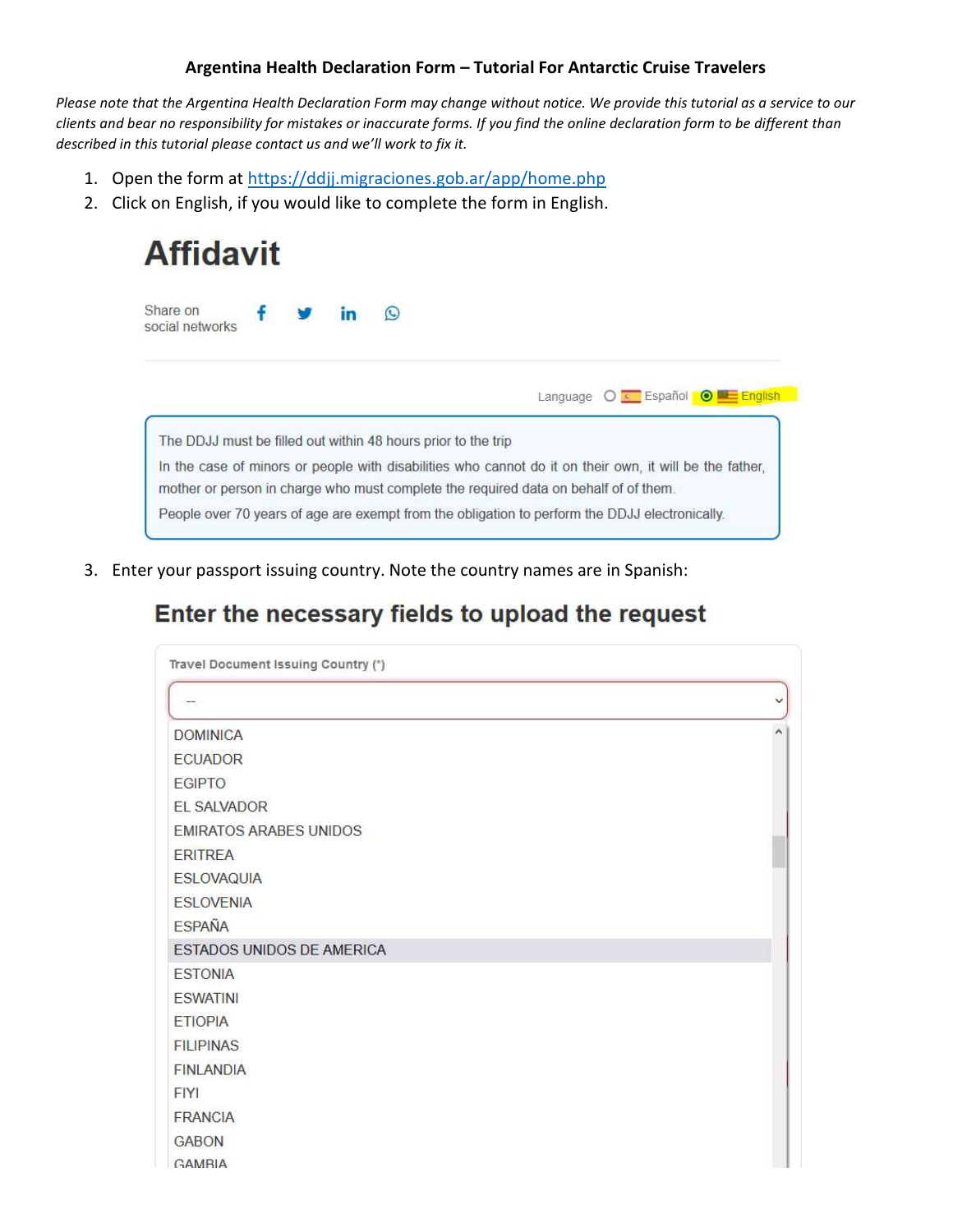**Argentina Health Declaration Form – Tutorial For Antarctic Cruise Travelers**

*Please note that the Argentina Health Declaration Form may change without notice. We provide this tutorial as a service to our clients and bear no responsibility for mistakes or inaccurate forms. If you find the online declaration form to be different than described in this tutorial please contact us and we'll work to fix it.*

1. Open the form at https://ddjj.migraciones.gob.ar/app/home.php
2. Click on English, if you would like to complete the form in English.

# Affidavit

Share on social networks

Language ○ Español ◉ English

The DDJJ must be filled out within 48 hours prior to the trip

In the case of minors or people with disabilities who cannot do it on their own, it will be the father, mother or person in charge who must complete the required data on behalf of of them.

People over 70 years of age are exempt from the obligation to perform the DDJJ electronically.

3. Enter your passport issuing country. Note the country names are in Spanish:

## Enter the necessary fields to upload the request

Travel Document Issuing Country (*)

--

DOMINICA
ECUADOR
EGIPTO
EL SALVADOR
EMIRATOS ARABES UNIDOS
ERITREA
ESLOVAQUIA
ESLOVENIA
ESPAÑA
ESTADOS UNIDOS DE AMERICA
ESTONIA
ESWATINI
ETIOPIA
FILIPINAS
FINLANDIA
FIYI
FRANCIA
GABON
GAMBIA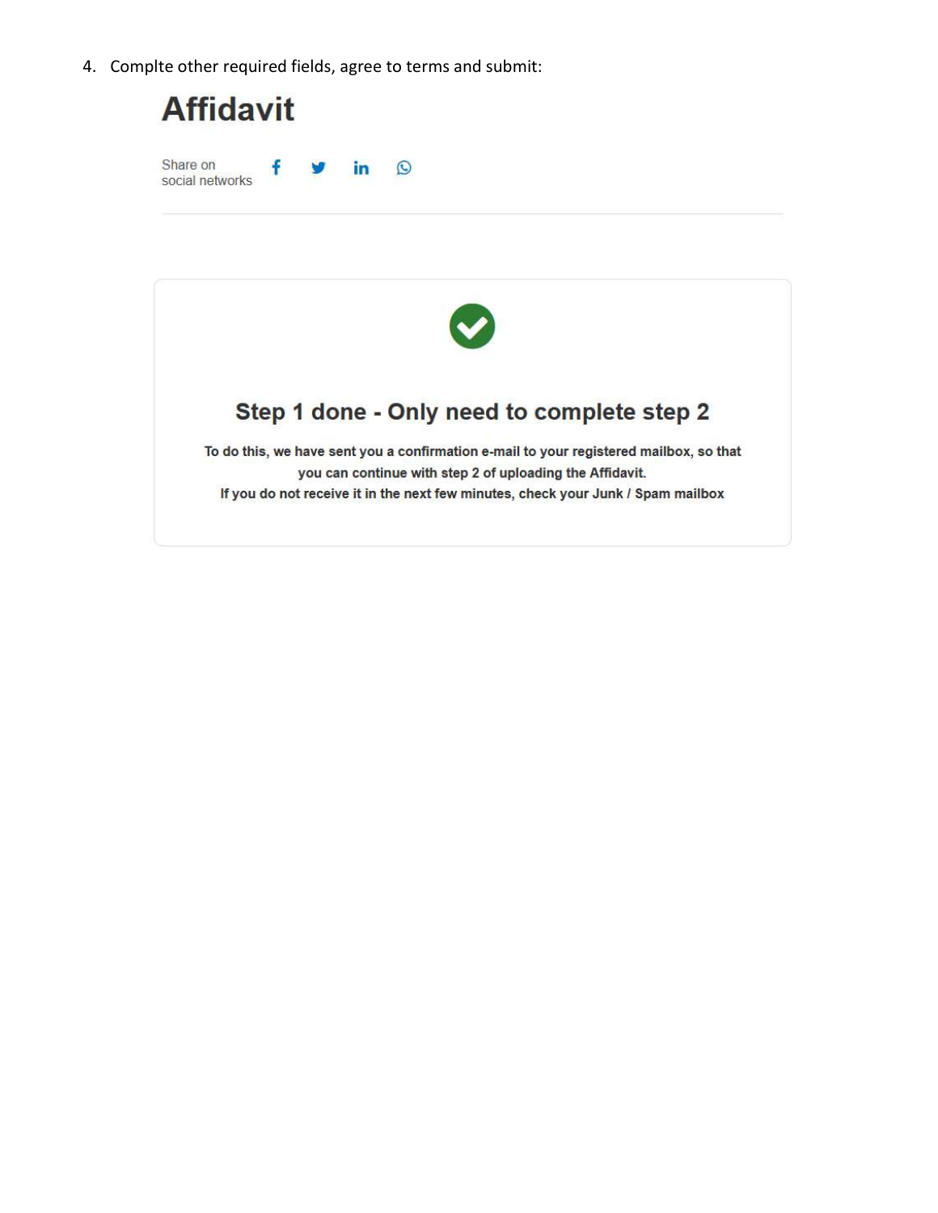4. Complte other required fields, agree to terms and submit:

# Affidavit

Share on social networks

## Step 1 done - Only need to complete step 2

**To do this, we have sent you a confirmation e-mail to your registered mailbox, so that you can continue with step 2 of uploading the Affidavit.**
**If you do not receive it in the next few minutes, check your Junk / Spam mailbox**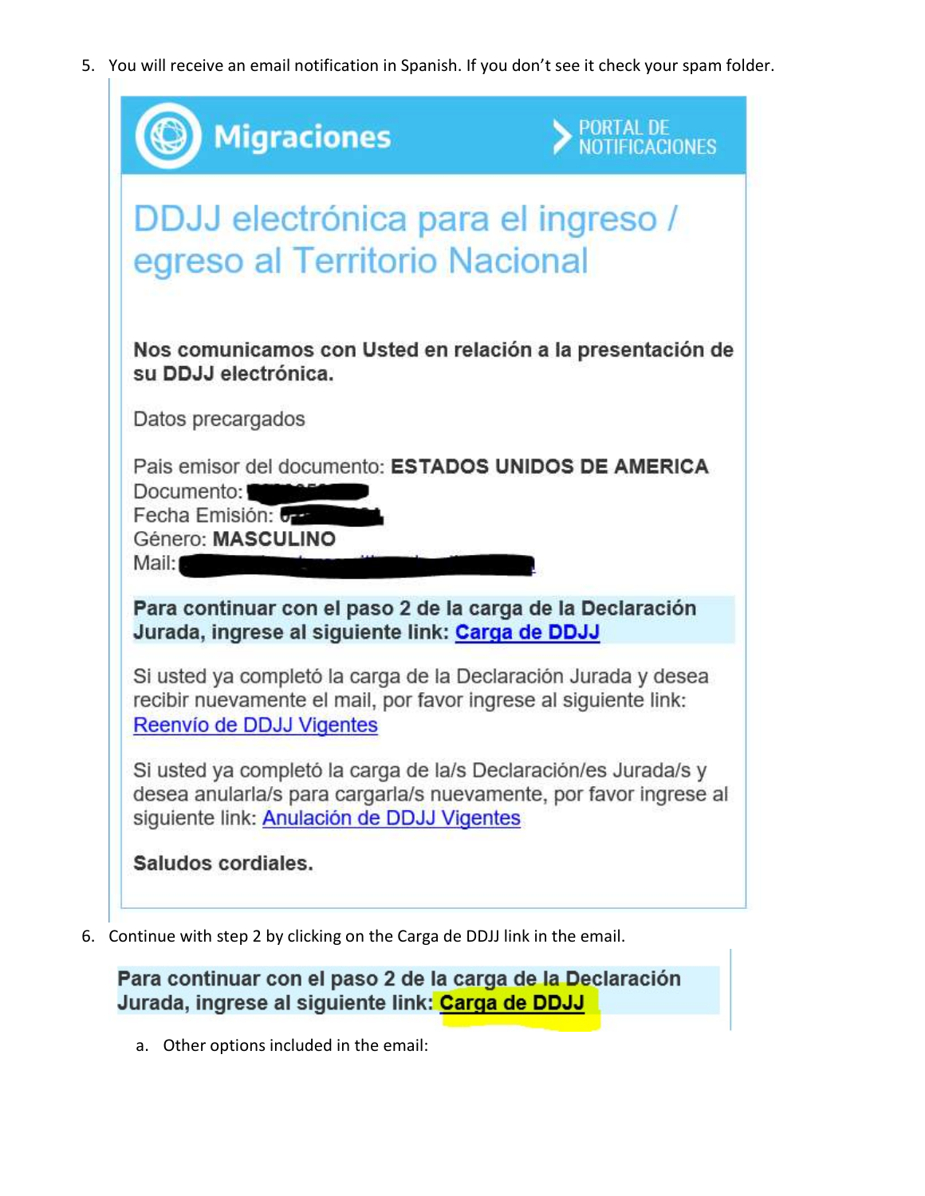5. You will receive an email notification in Spanish. If you don't see it check your spam folder.

> **Migraciones** — PORTAL DE NOTIFICACIONES
>
> ## DDJJ electrónica para el ingreso / egreso al Territorio Nacional
>
> **Nos comunicamos con Usted en relación a la presentación de su DDJJ electrónica.**
>
> Datos precargados
>
> Pais emisor del documento: **ESTADOS UNIDOS DE AMERICA**
> Documento:
> Fecha Emisión:
> Género: **MASCULINO**
> Mail:
>
> **Para continuar con el paso 2 de la carga de la Declaración Jurada, ingrese al siguiente link: Carga de DDJJ**
>
> Si usted ya completó la carga de la Declaración Jurada y desea recibir nuevamente el mail, por favor ingrese al siguiente link: Reenvío de DDJJ Vigentes
>
> Si usted ya completó la carga de la/s Declaración/es Jurada/s y desea anularla/s para cargarla/s nuevamente, por favor ingrese al siguiente link: Anulación de DDJJ Vigentes
>
> **Saludos cordiales.**

6. Continue with step 2 by clicking on the Carga de DDJJ link in the email.

> **Para continuar con el paso 2 de la carga de la Declaración Jurada, ingrese al siguiente link: Carga de DDJJ**

   a. Other options included in the email: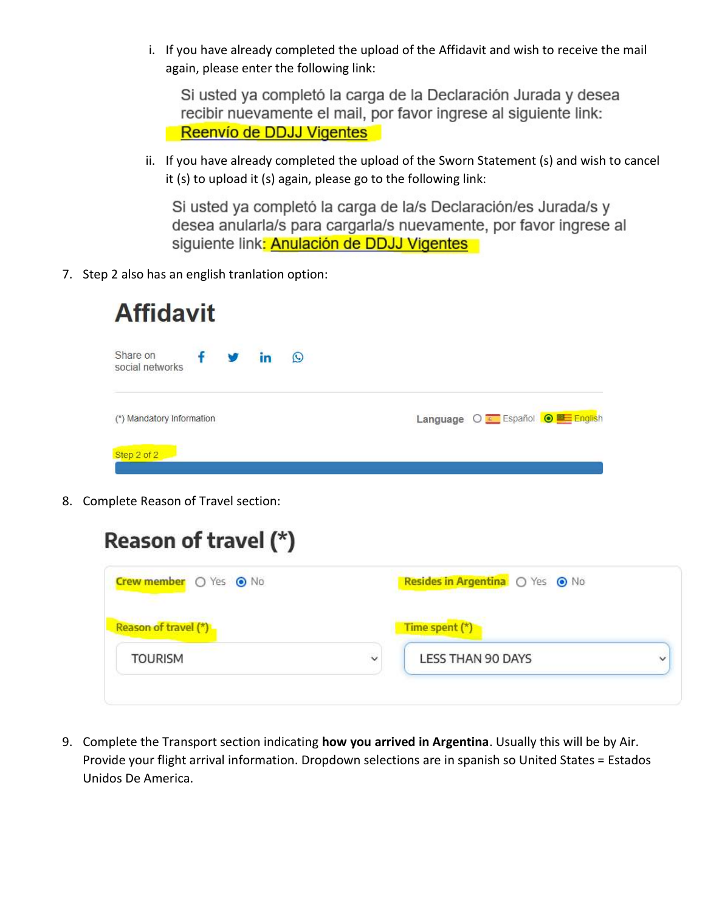i. If you have already completed the upload of the Affidavit and wish to receive the mail again, please enter the following link:

   Si usted ya completó la carga de la Declaración Jurada y desea recibir nuevamente el mail, por favor ingrese al siguiente link: Reenvío de DDJJ Vigentes

ii. If you have already completed the upload of the Sworn Statement (s) and wish to cancel it (s) to upload it (s) again, please go to the following link:

   Si usted ya completó la carga de la/s Declaración/es Jurada/s y desea anularla/s para cargarla/s nuevamente, por favor ingrese al siguiente link: Anulación de DDJJ Vigentes

7. Step 2 also has an english tranlation option:

   **Affidavit**

   Share on social networks

   (*) Mandatory Information — Language ○ Español ◉ English

   Step 2 of 2

8. Complete Reason of Travel section:

   **Reason of travel (*)**

   Crew member ○ Yes ◉ No — Resides in Argentina ○ Yes ◉ No

   Reason of travel (*): TOURISM — Time spent (*): LESS THAN 90 DAYS

9. Complete the Transport section indicating **how you arrived in Argentina**. Usually this will be by Air. Provide your flight arrival information. Dropdown selections are in spanish so United States = Estados Unidos De America.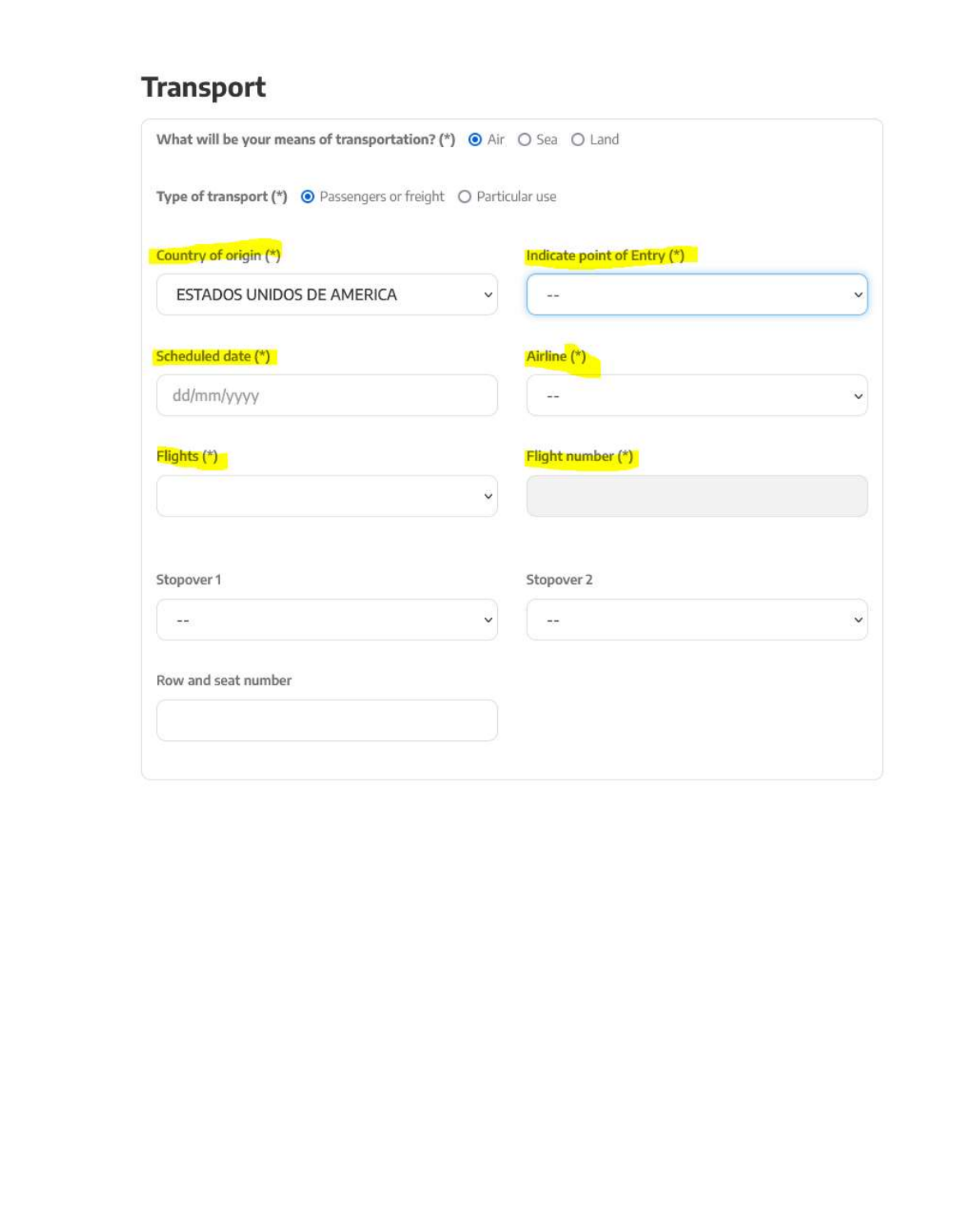## Transport

What will be your means of transportation? (*) (●) Air ( ) Sea ( ) Land

Type of transport (*) (●) Passengers or freight ( ) Particular use

Country of origin (*)

ESTADOS UNIDOS DE AMERICA

Indicate point of Entry (*)

--

Scheduled date (*)

dd/mm/yyyy

Airline (*)

--

Flights (*)

Flight number (*)

Stopover 1

--

Stopover 2

--

Row and seat number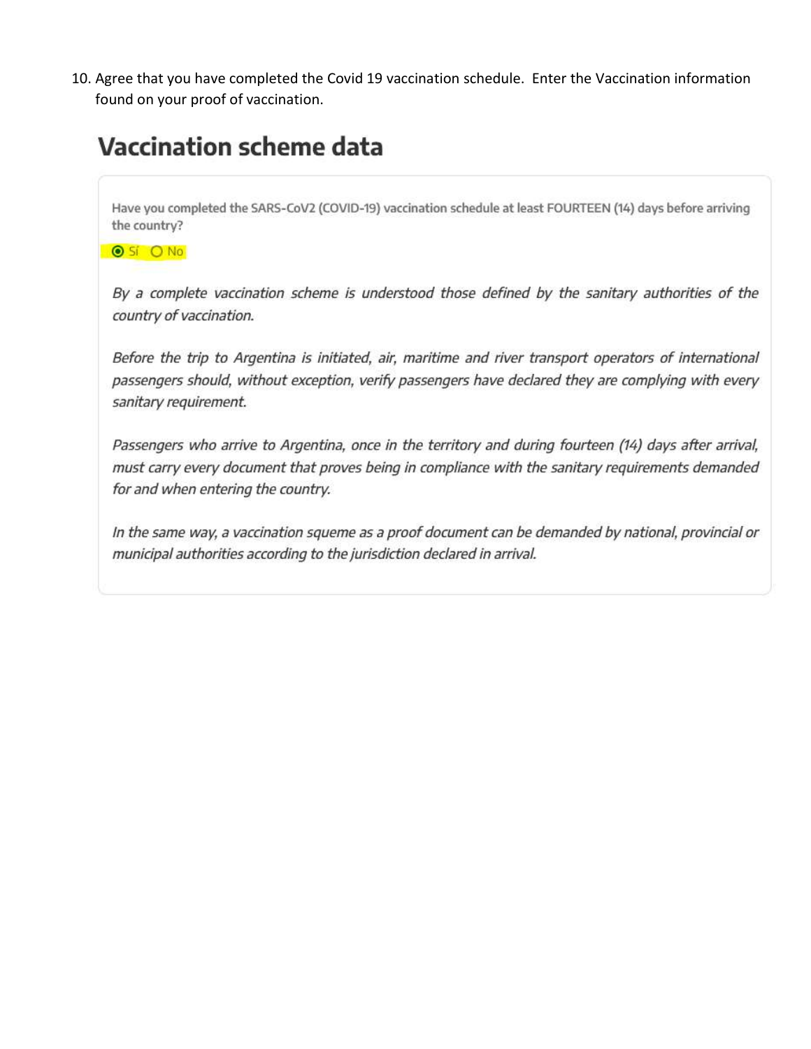10. Agree that you have completed the Covid 19 vaccination schedule. Enter the Vaccination information found on your proof of vaccination.

## Vaccination scheme data

Have you completed the SARS-CoV2 (COVID-19) vaccination schedule at least FOURTEEN (14) days before arriving the country?

◉ Sí ○ No

*By a complete vaccination scheme is understood those defined by the sanitary authorities of the country of vaccination.*

*Before the trip to Argentina is initiated, air, maritime and river transport operators of international passengers should, without exception, verify passengers have declared they are complying with every sanitary requirement.*

*Passengers who arrive to Argentina, once in the territory and during fourteen (14) days after arrival, must carry every document that proves being in compliance with the sanitary requirements demanded for and when entering the country.*

*In the same way, a vaccination squeme as a proof document can be demanded by national, provincial or municipal authorities according to the jurisdiction declared in arrival.*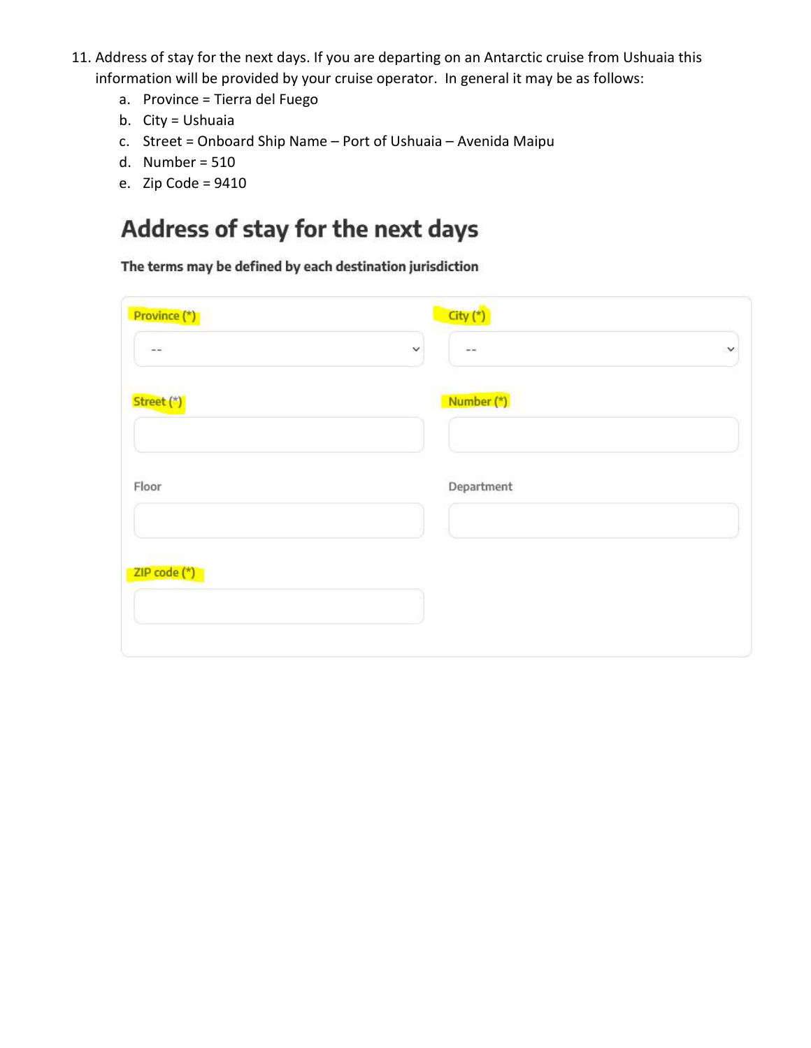11. Address of stay for the next days. If you are departing on an Antarctic cruise from Ushuaia this information will be provided by your cruise operator. In general it may be as follows:
    a. Province = Tierra del Fuego
    b. City = Ushuaia
    c. Street = Onboard Ship Name – Port of Ushuaia – Avenida Maipu
    d. Number = 510
    e. Zip Code = 9410

## Address of stay for the next days

**The terms may be defined by each destination jurisdiction**

Province (*)

--

City (*)

--

Street (*)

Number (*)

Floor

Department

ZIP code (*)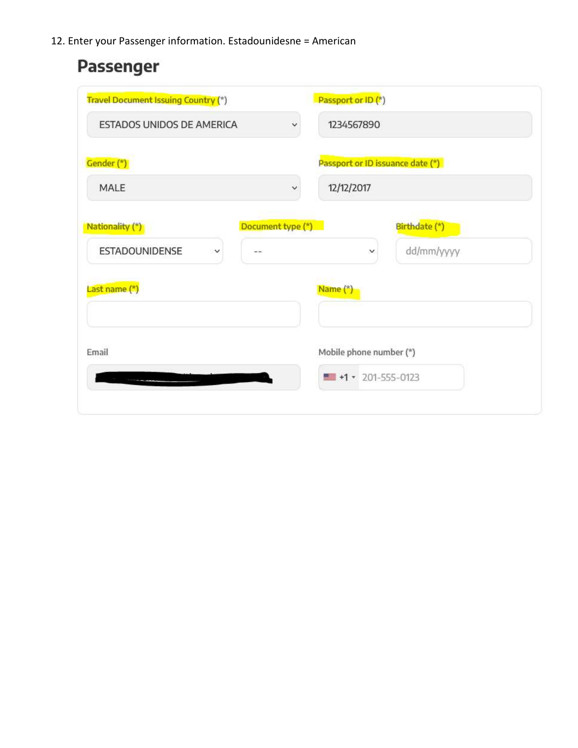12. Enter your Passenger information. Estadounidesne = American

## Passenger

Travel Document Issuing Country (*)

ESTADOS UNIDOS DE AMERICA

Passport or ID (*)

1234567890

Gender (*)

MALE

Passport or ID issuance date (*)

12/12/2017

Nationality (*)

ESTADOUNIDENSE

Document type (*)

--

Birthdate (*)

dd/mm/yyyy

Last name (*)

Name (*)

Email

Mobile phone number (*)

+1 201-555-0123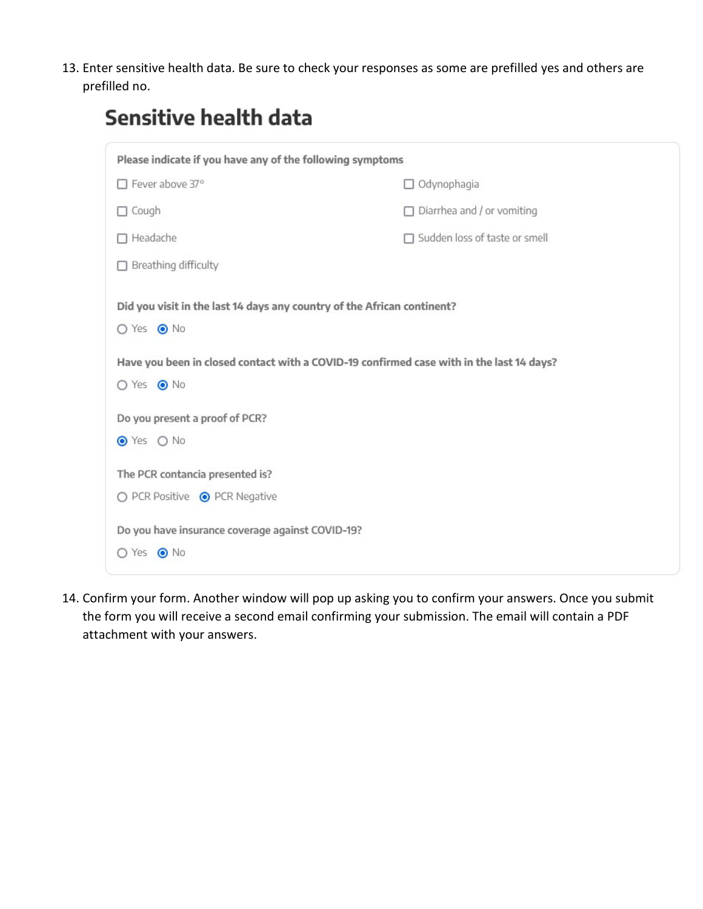13. Enter sensitive health data. Be sure to check your responses as some are prefilled yes and others are prefilled no.

## Sensitive health data

**Please indicate if you have any of the following symptoms**

- ☐ Fever above 37°
- ☐ Cough
- ☐ Headache
- ☐ Breathing difficulty
- ☐ Odynophagia
- ☐ Diarrhea and / or vomiting
- ☐ Sudden loss of taste or smell

**Did you visit in the last 14 days any country of the African continent?**

○ Yes ◉ No

**Have you been in closed contact with a COVID-19 confirmed case with in the last 14 days?**

○ Yes ◉ No

**Do you present a proof of PCR?**

◉ Yes ○ No

**The PCR contancia presented is?**

○ PCR Positive ◉ PCR Negative

**Do you have insurance coverage against COVID-19?**

○ Yes ◉ No

14. Confirm your form. Another window will pop up asking you to confirm your answers. Once you submit the form you will receive a second email confirming your submission. The email will contain a PDF attachment with your answers.